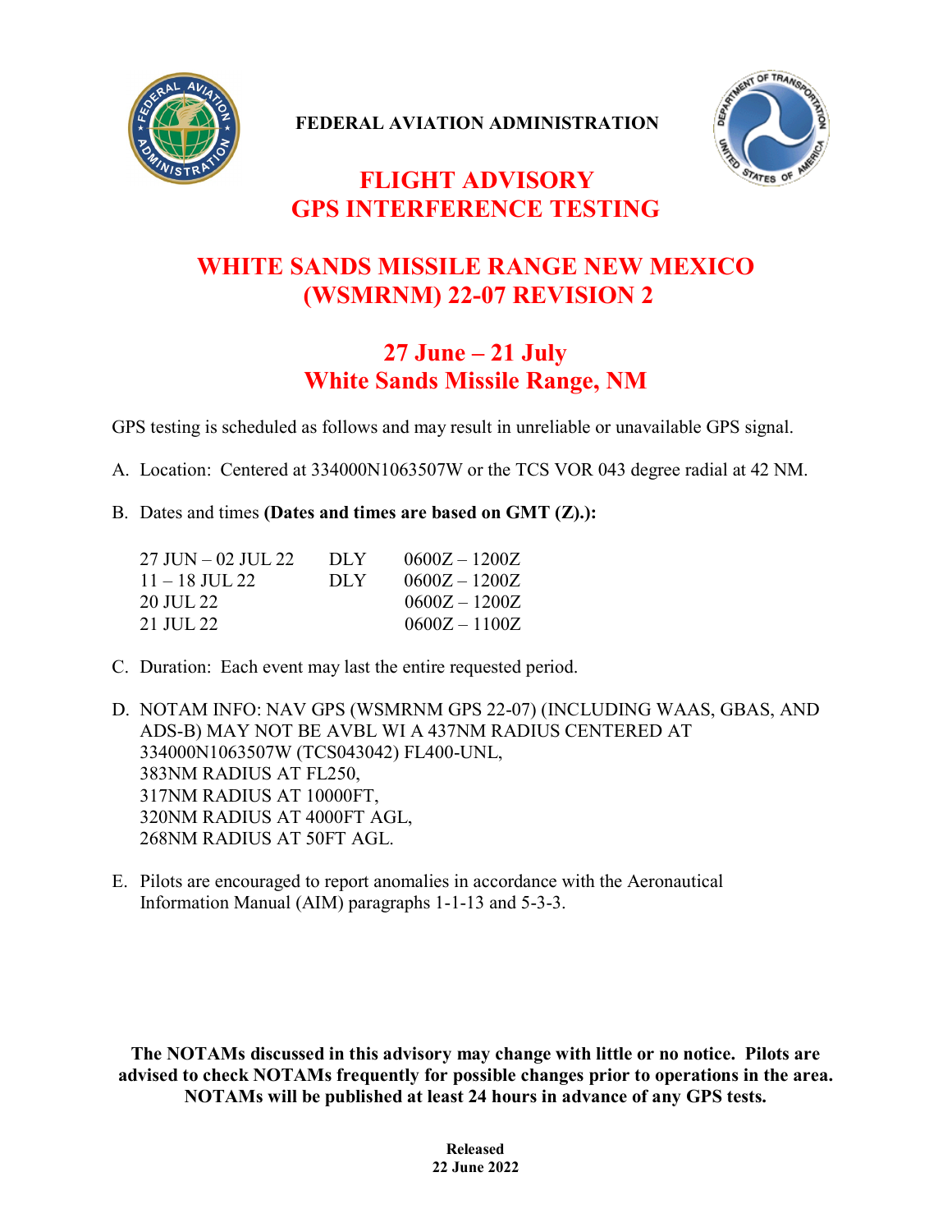FEDERAL AVIATION ADMINISTRATION

# FLIGHT ADVISORY
# GPS INTERFERENCE TESTING

## WHITE SANDS MISSILE RANGE NEW MEXICO (WSMRNM) 22-07 REVISION 2

## 27 June – 21 July
## White Sands Missile Range, NM

GPS testing is scheduled as follows and may result in unreliable or unavailable GPS signal.

A. Location: Centered at 334000N1063507W or the TCS VOR 043 degree radial at 42 NM.

B. Dates and times **(Dates and times are based on GMT (Z).):**

| | | |
|---|---|---|
| 27 JUN – 02 JUL 22 | DLY | 0600Z – 1200Z |
| 11 – 18 JUL 22 | DLY | 0600Z – 1200Z |
| 20 JUL 22 | | 0600Z – 1200Z |
| 21 JUL 22 | | 0600Z – 1100Z |

C. Duration: Each event may last the entire requested period.

D. NOTAM INFO: NAV GPS (WSMRNM GPS 22-07) (INCLUDING WAAS, GBAS, AND ADS-B) MAY NOT BE AVBL WI A 437NM RADIUS CENTERED AT 334000N1063507W (TCS043042) FL400-UNL,
383NM RADIUS AT FL250,
317NM RADIUS AT 10000FT,
320NM RADIUS AT 4000FT AGL,
268NM RADIUS AT 50FT AGL.

E. Pilots are encouraged to report anomalies in accordance with the Aeronautical Information Manual (AIM) paragraphs 1-1-13 and 5-3-3.

**The NOTAMs discussed in this advisory may change with little or no notice. Pilots are advised to check NOTAMs frequently for possible changes prior to operations in the area. NOTAMs will be published at least 24 hours in advance of any GPS tests.**

**Released**
**22 June 2022**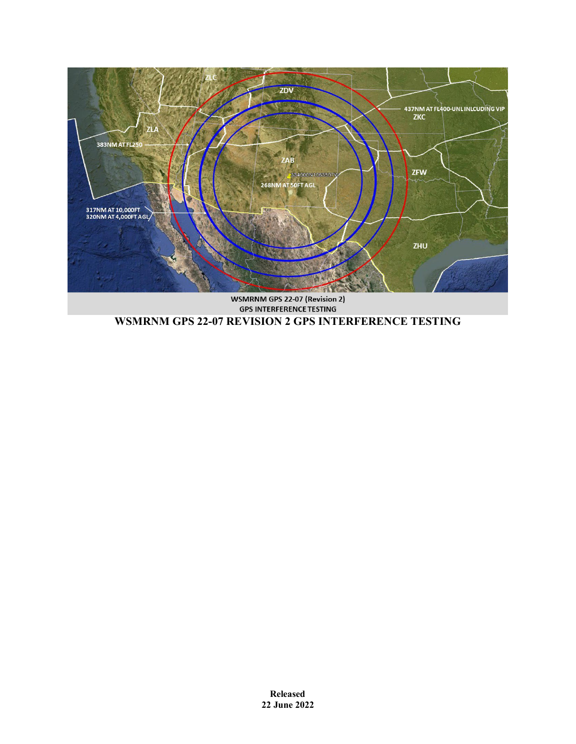ZLC

ZDV

437NM AT FL400-UNL INLCUDING VIP

ZKC

ZLA

383NM AT FL250

ZAB

334000N1063507W

268NM AT 50FT AGL

ZFW

317NM AT 10,000FT

320NM AT 4,000FT AGL

ZHU

WSMRNM GPS 22-07 (Revision 2)

GPS INTERFERENCE TESTING

**WSMRNM GPS 22-07 REVISION 2 GPS INTERFERENCE TESTING**

**Released**
**22 June 2022**